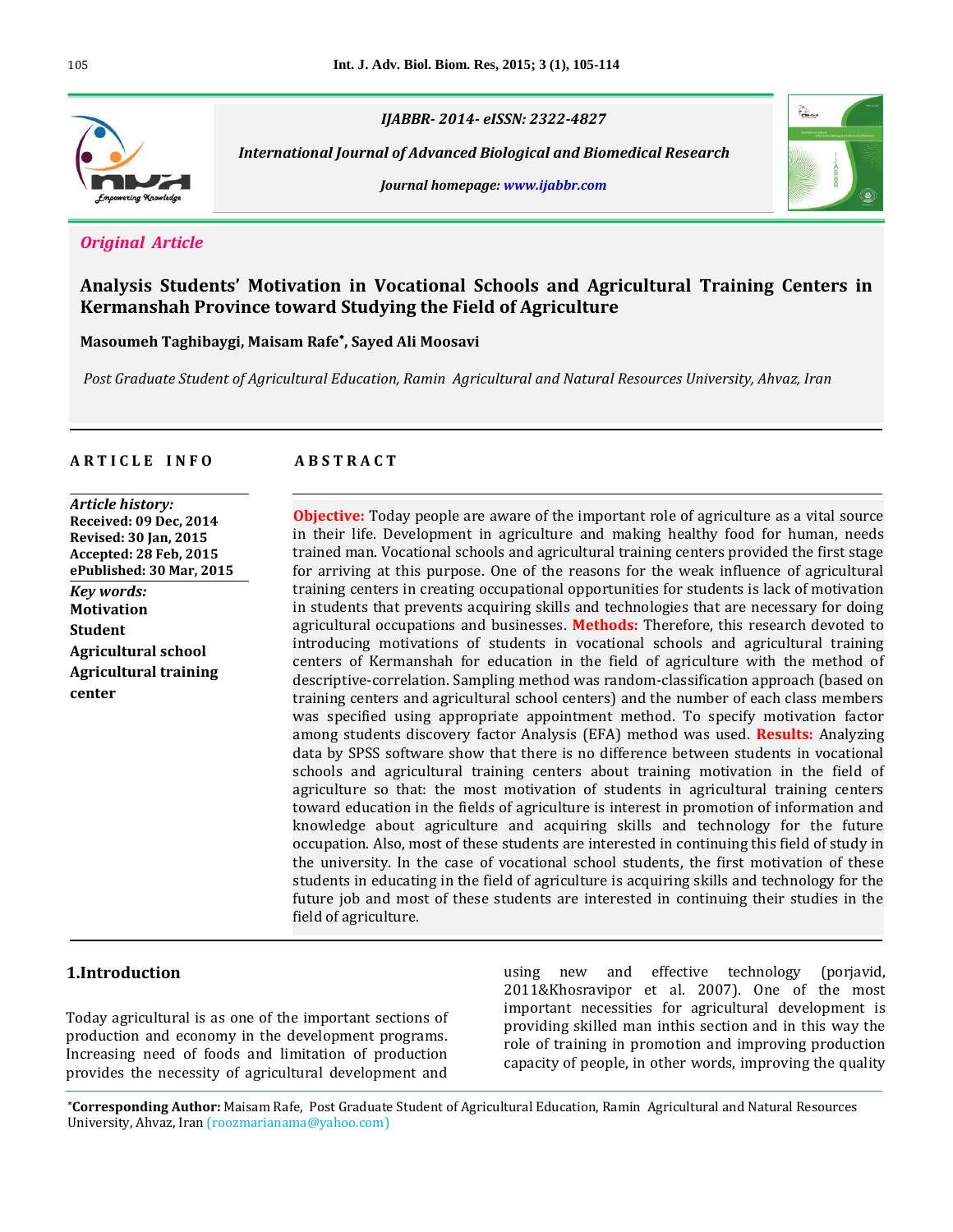IJABBR- 2014- eISSN: 2322-4827

*International Journal of Advanced Biological and Biomedical Research*

*Journal homepage: www.ijabbr.com*

*Original Article*

# Analysis Students' Motivation in Vocational Schools and Agricultural Training Centers in Kermanshah Province toward Studying the Field of Agriculture

**Masoumeh Taghibaygi, Maisam Rafe*, Sayed Ali Moosavi**

*Post Graduate Student of Agricultural Education, Ramin Agricultural and Natural Resources University, Ahvaz, Iran*

**ARTICLE INFO**

*Article history:*
**Received: 09 Dec, 2014**
**Revised: 30 Jan, 2015**
**Accepted: 28 Feb, 2015**
**ePublished: 30 Mar, 2015**

*Key words:*
**Motivation**
**Student**
**Agricultural school**
**Agricultural training center**

**ABSTRACT**

**Objective:** Today people are aware of the important role of agriculture as a vital source in their life. Development in agriculture and making healthy food for human, needs trained man. Vocational schools and agricultural training centers provided the first stage for arriving at this purpose. One of the reasons for the weak influence of agricultural training centers in creating occupational opportunities for students is lack of motivation in students that prevents acquiring skills and technologies that are necessary for doing agricultural occupations and businesses. **Methods:** Therefore, this research devoted to introducing motivations of students in vocational schools and agricultural training centers of Kermanshah for education in the field of agriculture with the method of descriptive-correlation. Sampling method was random-classification approach (based on training centers and agricultural school centers) and the number of each class members was specified using appropriate appointment method. To specify motivation factor among students discovery factor Analysis (EFA) method was used. **Results:** Analyzing data by SPSS software show that there is no difference between students in vocational schools and agricultural training centers about training motivation in the field of agriculture so that: the most motivation of students in agricultural training centers toward education in the fields of agriculture is interest in promotion of information and knowledge about agriculture and acquiring skills and technology for the future occupation. Also, most of these students are interested in continuing this field of study in the university. In the case of vocational school students, the first motivation of these students in educating in the field of agriculture is acquiring skills and technology for the future job and most of these students are interested in continuing their studies in the field of agriculture.

## 1.Introduction

Today agricultural is as one of the important sections of production and economy in the development programs. Increasing need of foods and limitation of production provides the necessity of agricultural development and using new and effective technology (porjavid, 2011&Khosravipor et al. 2007). One of the most important necessities for agricultural development is providing skilled man inthis section and in this way the role of training in promotion and improving production capacity of people, in other words, improving the quality

*Corresponding Author: Maisam Rafe, Post Graduate Student of Agricultural Education, Ramin Agricultural and Natural Resources University, Ahvaz, Iran (roozmarianama@yahoo.com)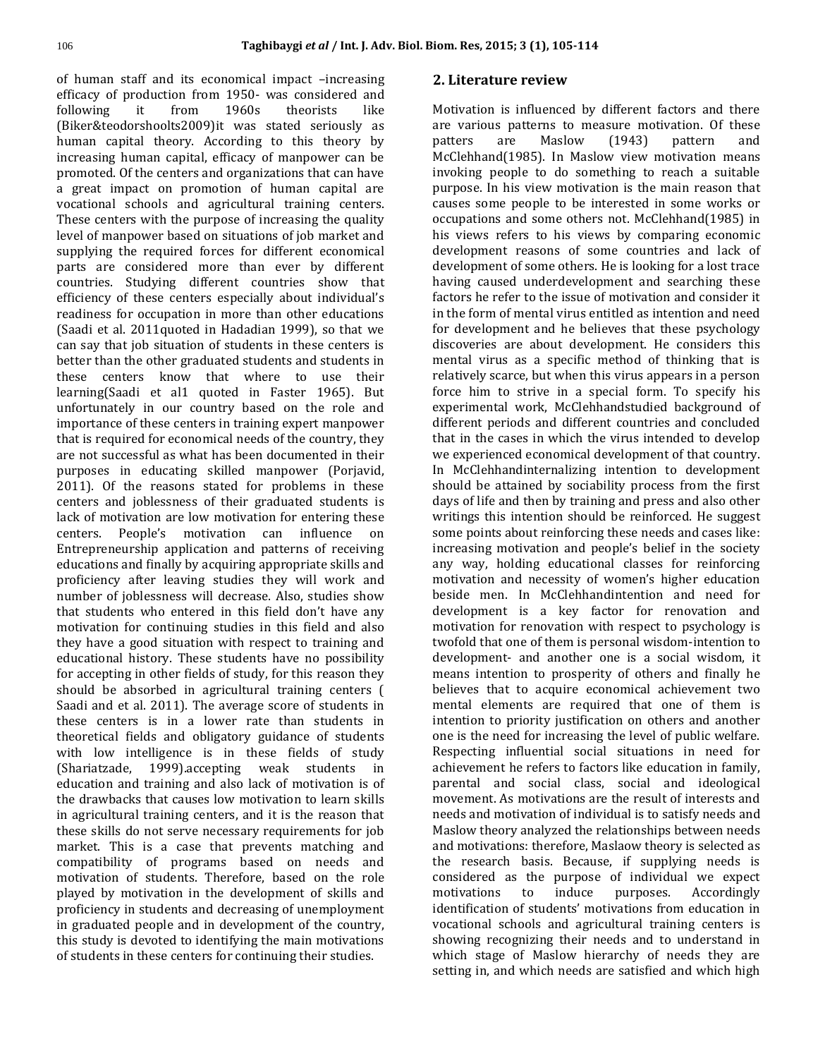of human staff and its economical impact –increasing efficacy of production from 1950- was considered and following it from 1960s theorists like (Biker&teodorshoolts2009)it was stated seriously as human capital theory. According to this theory by increasing human capital, efficacy of manpower can be promoted. Of the centers and organizations that can have a great impact on promotion of human capital are vocational schools and agricultural training centers. These centers with the purpose of increasing the quality level of manpower based on situations of job market and supplying the required forces for different economical parts are considered more than ever by different countries. Studying different countries show that efficiency of these centers especially about individual's readiness for occupation in more than other educations (Saadi et al. 2011quoted in Hadadian 1999), so that we can say that job situation of students in these centers is better than the other graduated students and students in these centers know that where to use their learning(Saadi et al1 quoted in Faster 1965). But unfortunately in our country based on the role and importance of these centers in training expert manpower that is required for economical needs of the country, they are not successful as what has been documented in their purposes in educating skilled manpower (Porjavid, 2011). Of the reasons stated for problems in these centers and joblessness of their graduated students is lack of motivation are low motivation for entering these centers. People's motivation can influence on Entrepreneurship application and patterns of receiving educations and finally by acquiring appropriate skills and proficiency after leaving studies they will work and number of joblessness will decrease. Also, studies show that students who entered in this field don't have any motivation for continuing studies in this field and also they have a good situation with respect to training and educational history. These students have no possibility for accepting in other fields of study, for this reason they should be absorbed in agricultural training centers ( Saadi and et al. 2011). The average score of students in these centers is in a lower rate than students in theoretical fields and obligatory guidance of students with low intelligence is in these fields of study (Shariatzade, 1999).accepting weak students in education and training and also lack of motivation is of the drawbacks that causes low motivation to learn skills in agricultural training centers, and it is the reason that these skills do not serve necessary requirements for job market. This is a case that prevents matching and compatibility of programs based on needs and motivation of students. Therefore, based on the role played by motivation in the development of skills and proficiency in students and decreasing of unemployment in graduated people and in development of the country, this study is devoted to identifying the main motivations of students in these centers for continuing their studies.

## 2. Literature review

Motivation is influenced by different factors and there are various patterns to measure motivation. Of these patters are Maslow (1943) pattern and McClehhand(1985). In Maslow view motivation means invoking people to do something to reach a suitable purpose. In his view motivation is the main reason that causes some people to be interested in some works or occupations and some others not. McClehhand(1985) in his views refers to his views by comparing economic development reasons of some countries and lack of development of some others. He is looking for a lost trace having caused underdevelopment and searching these factors he refer to the issue of motivation and consider it in the form of mental virus entitled as intention and need for development and he believes that these psychology discoveries are about development. He considers this mental virus as a specific method of thinking that is relatively scarce, but when this virus appears in a person force him to strive in a special form. To specify his experimental work, McClehhandstudied background of different periods and different countries and concluded that in the cases in which the virus intended to develop we experienced economical development of that country. In McClehhandinternalizing intention to development should be attained by sociability process from the first days of life and then by training and press and also other writings this intention should be reinforced. He suggest some points about reinforcing these needs and cases like: increasing motivation and people's belief in the society any way, holding educational classes for reinforcing motivation and necessity of women's higher education beside men. In McClehhandintention and need for development is a key factor for renovation and motivation for renovation with respect to psychology is twofold that one of them is personal wisdom-intention to development- and another one is a social wisdom, it means intention to prosperity of others and finally he believes that to acquire economical achievement two mental elements are required that one of them is intention to priority justification on others and another one is the need for increasing the level of public welfare. Respecting influential social situations in need for achievement he refers to factors like education in family, parental and social class, social and ideological movement. As motivations are the result of interests and needs and motivation of individual is to satisfy needs and Maslow theory analyzed the relationships between needs and motivations: therefore, Maslaow theory is selected as the research basis. Because, if supplying needs is considered as the purpose of individual we expect motivations to induce purposes. Accordingly identification of students' motivations from education in vocational schools and agricultural training centers is showing recognizing their needs and to understand in which stage of Maslow hierarchy of needs they are setting in, and which needs are satisfied and which high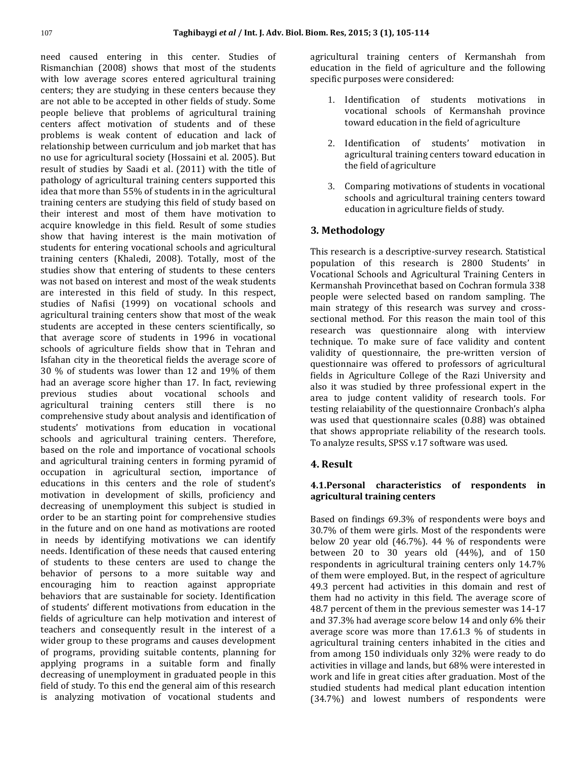need caused entering in this center. Studies of Rismanchian (2008) shows that most of the students with low average scores entered agricultural training centers; they are studying in these centers because they are not able to be accepted in other fields of study. Some people believe that problems of agricultural training centers affect motivation of students and of these problems is weak content of education and lack of relationship between curriculum and job market that has no use for agricultural society (Hossaini et al. 2005). But result of studies by Saadi et al. (2011) with the title of pathology of agricultural training centers supported this idea that more than 55% of students in in the agricultural training centers are studying this field of study based on their interest and most of them have motivation to acquire knowledge in this field. Result of some studies show that having interest is the main motivation of students for entering vocational schools and agricultural training centers (Khaledi, 2008). Totally, most of the studies show that entering of students to these centers was not based on interest and most of the weak students are interested in this field of study. In this respect, studies of Nafisi (1999) on vocational schools and agricultural training centers show that most of the weak students are accepted in these centers scientifically, so that average score of students in 1996 in vocational schools of agriculture fields show that in Tehran and Isfahan city in the theoretical fields the average score of 30 % of students was lower than 12 and 19% of them had an average score higher than 17. In fact, reviewing previous studies about vocational schools and agricultural training centers still there is no comprehensive study about analysis and identification of students' motivations from education in vocational schools and agricultural training centers. Therefore, based on the role and importance of vocational schools and agricultural training centers in forming pyramid of occupation in agricultural section, importance of educations in this centers and the role of student's motivation in development of skills, proficiency and decreasing of unemployment this subject is studied in order to be an starting point for comprehensive studies in the future and on one hand as motivations are rooted in needs by identifying motivations we can identify needs. Identification of these needs that caused entering of students to these centers are used to change the behavior of persons to a more suitable way and encouraging him to reaction against appropriate behaviors that are sustainable for society. Identification of students' different motivations from education in the fields of agriculture can help motivation and interest of teachers and consequently result in the interest of a wider group to these programs and causes development of programs, providing suitable contents, planning for applying programs in a suitable form and finally decreasing of unemployment in graduated people in this field of study. To this end the general aim of this research is analyzing motivation of vocational students and agricultural training centers of Kermanshah from education in the field of agriculture and the following specific purposes were considered:

1. Identification of students motivations in vocational schools of Kermanshah province toward education in the field of agriculture
2. Identification of students' motivation in agricultural training centers toward education in the field of agriculture
3. Comparing motivations of students in vocational schools and agricultural training centers toward education in agriculture fields of study.

## 3. Methodology

This research is a descriptive-survey research. Statistical population of this research is 2800 Students' in Vocational Schools and Agricultural Training Centers in Kermanshah Provincethat based on Cochran formula 338 people were selected based on random sampling. The main strategy of this research was survey and cross-sectional method. For this reason the main tool of this research was questionnaire along with interview technique. To make sure of face validity and content validity of questionnaire, the pre-written version of questionnaire was offered to professors of agricultural fields in Agriculture College of the Razi University and also it was studied by three professional expert in the area to judge content validity of research tools. For testing relaiability of the questionnaire Cronbach's alpha was used that questionnaire scales (0.88) was obtained that shows appropriate reliability of the research tools. To analyze results, SPSS v.17 software was used.

## 4. Result

### 4.1.Personal characteristics of respondents in agricultural training centers

Based on findings 69.3% of respondents were boys and 30.7% of them were girls. Most of the respondents were below 20 year old (46.7%). 44 % of respondents were between 20 to 30 years old (44%), and of 150 respondents in agricultural training centers only 14.7% of them were employed. But, in the respect of agriculture 49.3 percent had activities in this domain and rest of them had no activity in this field. The average score of 48.7 percent of them in the previous semester was 14-17 and 37.3% had average score below 14 and only 6% their average score was more than 17.61.3 % of students in agricultural training centers inhabited in the cities and from among 150 individuals only 32% were ready to do activities in village and lands, but 68% were interested in work and life in great cities after graduation. Most of the studied students had medical plant education intention (34.7%) and lowest numbers of respondents were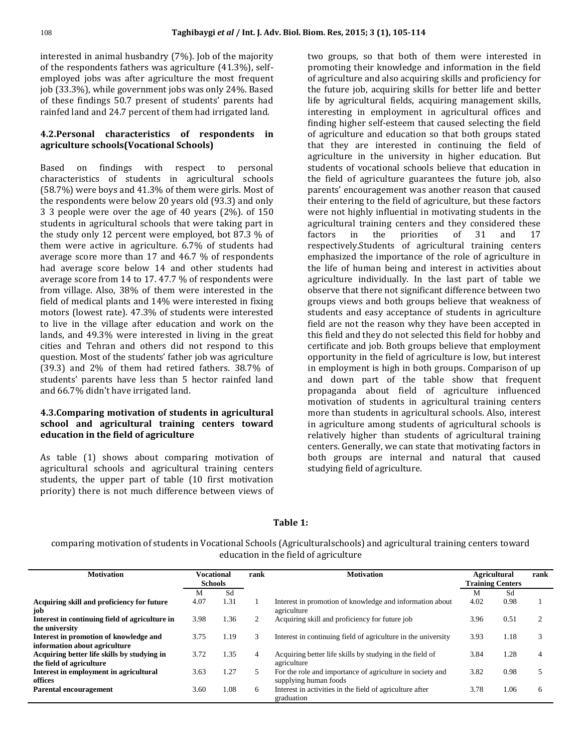interested in animal husbandry (7%). Job of the majority of the respondents fathers was agriculture (41.3%), self-employed jobs was after agriculture the most frequent job (33.3%), while government jobs was only 24%. Based of these findings 50.7 present of students' parents had rainfed land and 24.7 percent of them had irrigated land.

### 4.2.Personal characteristics of respondents in agriculture schools(Vocational Schools)

Based on findings with respect to personal characteristics of students in agricultural schools (58.7%) were boys and 41.3% of them were girls. Most of the respondents were below 20 years old (93.3) and only 3 3 people were over the age of 40 years (2%). of 150 students in agricultural schools that were taking part in the study only 12 percent were employed, bot 87.3 % of them were active in agriculture. 6.7% of students had average score more than 17 and 46.7 % of respondents had average score below 14 and other students had average score from 14 to 17. 47.7 % of respondents were from village. Also, 38% of them were interested in the field of medical plants and 14% were interested in fixing motors (lowest rate). 47.3% of students were interested to live in the village after education and work on the lands, and 49.3% were interested in living in the great cities and Tehran and others did not respond to this question. Most of the students' father job was agriculture (39.3) and 2% of them had retired fathers. 38.7% of students' parents have less than 5 hector rainfed land and 66.7% didn't have irrigated land.

### 4.3.Comparing motivation of students in agricultural school and agricultural training centers toward education in the field of agriculture

As table (1) shows about comparing motivation of agricultural schools and agricultural training centers students, the upper part of table (10 first motivation priority) there is not much difference between views of two groups, so that both of them were interested in promoting their knowledge and information in the field of agriculture and also acquiring skills and proficiency for the future job, acquiring skills for better life and better life by agricultural fields, acquiring management skills, interesting in employment in agricultural offices and finding higher self-esteem that caused selecting the field of agriculture and education so that both groups stated that they are interested in continuing the field of agriculture in the university in higher education. But students of vocational schools believe that education in the field of agriculture guarantees the future job, also parents' encouragement was another reason that caused their entering to the field of agriculture, but these factors were not highly influential in motivating students in the agricultural training centers and they considered these factors in the priorities of 31 and 17 respectively.Students of agricultural training centers emphasized the importance of the role of agriculture in the life of human being and interest in activities about agriculture individually. In the last part of table we observe that there not significant difference between two groups views and both groups believe that weakness of students and easy acceptance of students in agriculture field are not the reason why they have been accepted in this field and they do not selected this field for hobby and certificate and job. Both groups believe that employment opportunity in the field of agriculture is low, but interest in employment is high in both groups. Comparison of up and down part of the table show that frequent propaganda about field of agriculture influenced motivation of students in agricultural training centers more than students in agricultural schools. Also, interest in agriculture among students of agricultural schools is relatively higher than students of agricultural training centers. Generally, we can state that motivating factors in both groups are internal and natural that caused studying field of agriculture.

**Table 1:**

comparing motivation of students in Vocational Schools (Agriculturalschools) and agricultural training centers toward education in the field of agriculture

| Motivation | Vocational Schools | | rank | Motivation | Agricultural Training Centers | | rank |
|---|---|---|---|---|---|---|---|
| | M | Sd | | | M | Sd | |
| **Acquiring skill and proficiency for future job** | 4.07 | 1.31 | 1 | Interest in promotion of knowledge and information about agriculture | 4.02 | 0.98 | 1 |
| **Interest in continuing field of agriculture in the university** | 3.98 | 1.36 | 2 | Acquiring skill and proficiency for future job | 3.96 | 0.51 | 2 |
| **Interest in promotion of knowledge and information about agriculture** | 3.75 | 1.19 | 3 | Interest in continuing field of agriculture in the university | 3.93 | 1.18 | 3 |
| **Acquiring better life skills by studying in the field of agriculture** | 3.72 | 1.35 | 4 | Acquiring better life skills by studying in the field of agriculture | 3.84 | 1.28 | 4 |
| **Interest in employment in agricultural offices** | 3.63 | 1.27 | 5 | For the role and importance of agriculture in society and supplying human foods | 3.82 | 0.98 | 5 |
| **Parental encouragement** | 3.60 | 1.08 | 6 | Interest in activities in the field of agriculture after graduation | 3.78 | 1.06 | 6 |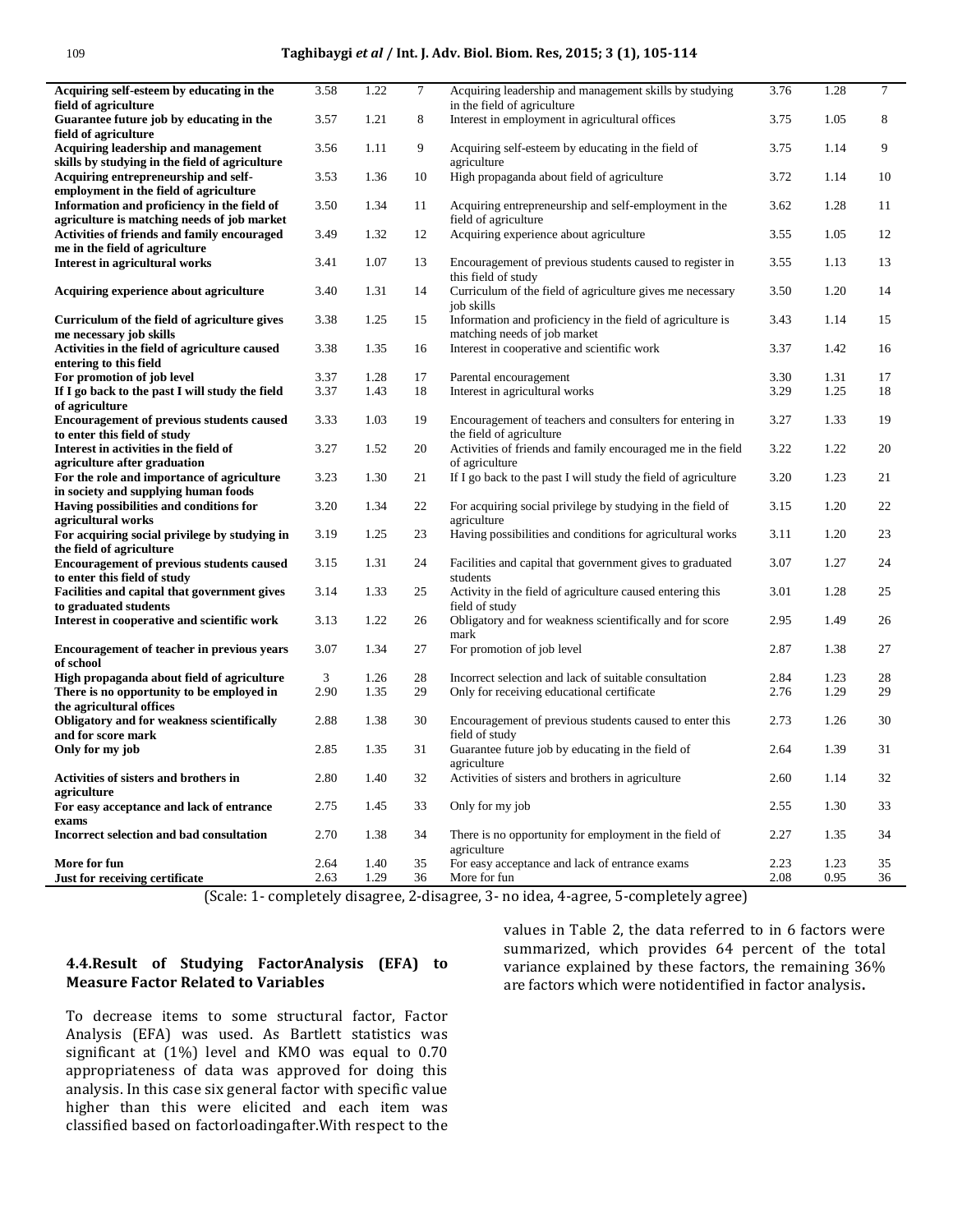| | | | | | | | |
|---|---|---|---|---|---|---|---|
| **Acquiring self-esteem by educating in the field of agriculture** | 3.58 | 1.22 | 7 | Acquiring leadership and management skills by studying in the field of agriculture | 3.76 | 1.28 | 7 |
| **Guarantee future job by educating in the field of agriculture** | 3.57 | 1.21 | 8 | Interest in employment in agricultural offices | 3.75 | 1.05 | 8 |
| **Acquiring leadership and management skills by studying in the field of agriculture** | 3.56 | 1.11 | 9 | Acquiring self-esteem by educating in the field of agriculture | 3.75 | 1.14 | 9 |
| **Acquiring entrepreneurship and self-employment in the field of agriculture** | 3.53 | 1.36 | 10 | High propaganda about field of agriculture | 3.72 | 1.14 | 10 |
| **Information and proficiency in the field of agriculture is matching needs of job market** | 3.50 | 1.34 | 11 | Acquiring entrepreneurship and self-employment in the field of agriculture | 3.62 | 1.28 | 11 |
| **Activities of friends and family encouraged me in the field of agriculture** | 3.49 | 1.32 | 12 | Acquiring experience about agriculture | 3.55 | 1.05 | 12 |
| **Interest in agricultural works** | 3.41 | 1.07 | 13 | Encouragement of previous students caused to register in this field of study | 3.55 | 1.13 | 13 |
| **Acquiring experience about agriculture** | 3.40 | 1.31 | 14 | Curriculum of the field of agriculture gives me necessary job skills | 3.50 | 1.20 | 14 |
| **Curriculum of the field of agriculture gives me necessary job skills** | 3.38 | 1.25 | 15 | Information and proficiency in the field of agriculture is matching needs of job market | 3.43 | 1.14 | 15 |
| **Activities in the field of agriculture caused entering to this field** | 3.38 | 1.35 | 16 | Interest in cooperative and scientific work | 3.37 | 1.42 | 16 |
| **For promotion of job level** | 3.37 | 1.28 | 17 | Parental encouragement | 3.30 | 1.31 | 17 |
| **If I go back to the past I will study the field of agriculture** | 3.37 | 1.43 | 18 | Interest in agricultural works | 3.29 | 1.25 | 18 |
| **Encouragement of previous students caused to enter this field of study** | 3.33 | 1.03 | 19 | Encouragement of teachers and consulters for entering in the field of agriculture | 3.27 | 1.33 | 19 |
| **Interest in activities in the field of agriculture after graduation** | 3.27 | 1.52 | 20 | Activities of friends and family encouraged me in the field of agriculture | 3.22 | 1.22 | 20 |
| **For the role and importance of agriculture in society and supplying human foods** | 3.23 | 1.30 | 21 | If I go back to the past I will study the field of agriculture | 3.20 | 1.23 | 21 |
| **Having possibilities and conditions for agricultural works** | 3.20 | 1.34 | 22 | For acquiring social privilege by studying in the field of agriculture | 3.15 | 1.20 | 22 |
| **For acquiring social privilege by studying in the field of agriculture** | 3.19 | 1.25 | 23 | Having possibilities and conditions for agricultural works | 3.11 | 1.20 | 23 |
| **Encouragement of previous students caused to enter this field of study** | 3.15 | 1.31 | 24 | Facilities and capital that government gives to graduated students | 3.07 | 1.27 | 24 |
| **Facilities and capital that government gives to graduated students** | 3.14 | 1.33 | 25 | Activity in the field of agriculture caused entering this field of study | 3.01 | 1.28 | 25 |
| **Interest in cooperative and scientific work** | 3.13 | 1.22 | 26 | Obligatory and for weakness scientifically and for score mark | 2.95 | 1.49 | 26 |
| **Encouragement of teacher in previous years of school** | 3.07 | 1.34 | 27 | For promotion of job level | 2.87 | 1.38 | 27 |
| **High propaganda about field of agriculture** | 3 | 1.26 | 28 | Incorrect selection and lack of suitable consultation | 2.84 | 1.23 | 28 |
| **There is no opportunity to be employed in the agricultural offices** | 2.90 | 1.35 | 29 | Only for receiving educational certificate | 2.76 | 1.29 | 29 |
| **Obligatory and for weakness scientifically and for score mark** | 2.88 | 1.38 | 30 | Encouragement of previous students caused to enter this field of study | 2.73 | 1.26 | 30 |
| **Only for my job** | 2.85 | 1.35 | 31 | Guarantee future job by educating in the field of agriculture | 2.64 | 1.39 | 31 |
| **Activities of sisters and brothers in agriculture** | 2.80 | 1.40 | 32 | Activities of sisters and brothers in agriculture | 2.60 | 1.14 | 32 |
| **For easy acceptance and lack of entrance exams** | 2.75 | 1.45 | 33 | Only for my job | 2.55 | 1.30 | 33 |
| **Incorrect selection and bad consultation** | 2.70 | 1.38 | 34 | There is no opportunity for employment in the field of agriculture | 2.27 | 1.35 | 34 |
| **More for fun** | 2.64 | 1.40 | 35 | For easy acceptance and lack of entrance exams | 2.23 | 1.23 | 35 |
| **Just for receiving certificate** | 2.63 | 1.29 | 36 | More for fun | 2.08 | 0.95 | 36 |

(Scale: 1- completely disagree, 2-disagree, 3- no idea, 4-agree, 5-completely agree)

### 4.4.Result of Studying FactorAnalysis (EFA) to Measure Factor Related to Variables

To decrease items to some structural factor, Factor Analysis (EFA) was used. As Bartlett statistics was significant at (1%) level and KMO was equal to 0.70 appropriateness of data was approved for doing this analysis. In this case six general factor with specific value higher than this were elicited and each item was classified based on factorloadingafter.With respect to the values in Table 2, the data referred to in 6 factors were summarized, which provides 64 percent of the total variance explained by these factors, the remaining 36% are factors which were notidentified in factor analysis**.**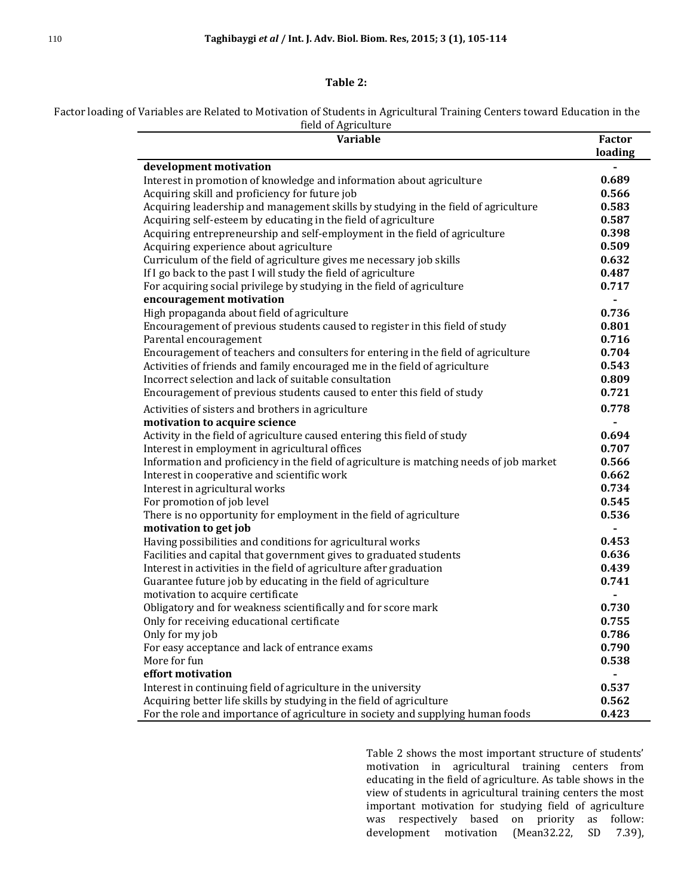**Table 2:**

Factor loading of Variables are Related to Motivation of Students in Agricultural Training Centers toward Education in the field of Agriculture

| Variable | Factor loading |
|---|---|
| **development motivation** | **-** |
| Interest in promotion of knowledge and information about agriculture | **0.689** |
| Acquiring skill and proficiency for future job | **0.566** |
| Acquiring leadership and management skills by studying in the field of agriculture | **0.583** |
| Acquiring self-esteem by educating in the field of agriculture | **0.587** |
| Acquiring entrepreneurship and self-employment in the field of agriculture | **0.398** |
| Acquiring experience about agriculture | **0.509** |
| Curriculum of the field of agriculture gives me necessary job skills | **0.632** |
| If I go back to the past I will study the field of agriculture | **0.487** |
| For acquiring social privilege by studying in the field of agriculture | **0.717** |
| **encouragement motivation** | **-** |
| High propaganda about field of agriculture | **0.736** |
| Encouragement of previous students caused to register in this field of study | **0.801** |
| Parental encouragement | **0.716** |
| Encouragement of teachers and consulters for entering in the field of agriculture | **0.704** |
| Activities of friends and family encouraged me in the field of agriculture | **0.543** |
| Incorrect selection and lack of suitable consultation | **0.809** |
| Encouragement of previous students caused to enter this field of study | **0.721** |
| Activities of sisters and brothers in agriculture | **0.778** |
| **motivation to acquire science** | **-** |
| Activity in the field of agriculture caused entering this field of study | **0.694** |
| Interest in employment in agricultural offices | **0.707** |
| Information and proficiency in the field of agriculture is matching needs of job market | **0.566** |
| Interest in cooperative and scientific work | **0.662** |
| Interest in agricultural works | **0.734** |
| For promotion of job level | **0.545** |
| There is no opportunity for employment in the field of agriculture | **0.536** |
| **motivation to get job** | **-** |
| Having possibilities and conditions for agricultural works | **0.453** |
| Facilities and capital that government gives to graduated students | **0.636** |
| Interest in activities in the field of agriculture after graduation | **0.439** |
| Guarantee future job by educating in the field of agriculture | **0.741** |
| motivation to acquire certificate | **-** |
| Obligatory and for weakness scientifically and for score mark | **0.730** |
| Only for receiving educational certificate | **0.755** |
| Only for my job | **0.786** |
| For easy acceptance and lack of entrance exams | **0.790** |
| More for fun | **0.538** |
| **effort motivation** | **-** |
| Interest in continuing field of agriculture in the university | **0.537** |
| Acquiring better life skills by studying in the field of agriculture | **0.562** |
| For the role and importance of agriculture in society and supplying human foods | **0.423** |

Table 2 shows the most important structure of students' motivation in agricultural training centers from educating in the field of agriculture. As table shows in the view of students in agricultural training centers the most important motivation for studying field of agriculture was respectively based on priority as follow: development motivation (Mean32.22, SD 7.39),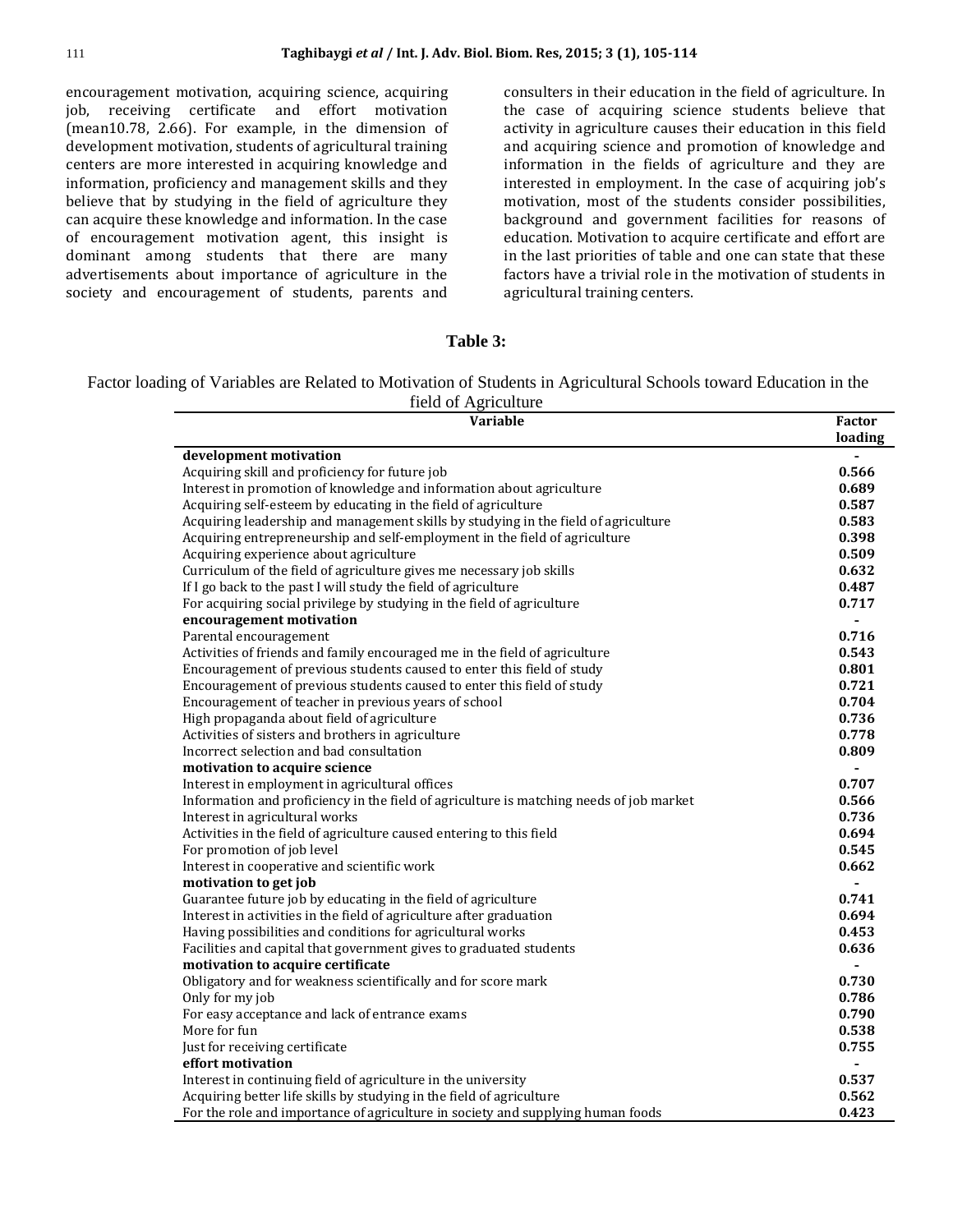encouragement motivation, acquiring science, acquiring job, receiving certificate and effort motivation (mean10.78, 2.66). For example, in the dimension of development motivation, students of agricultural training centers are more interested in acquiring knowledge and information, proficiency and management skills and they believe that by studying in the field of agriculture they can acquire these knowledge and information. In the case of encouragement motivation agent, this insight is dominant among students that there are many advertisements about importance of agriculture in the society and encouragement of students, parents and consulters in their education in the field of agriculture. In the case of acquiring science students believe that activity in agriculture causes their education in this field and acquiring science and promotion of knowledge and information in the fields of agriculture and they are interested in employment. In the case of acquiring job's motivation, most of the students consider possibilities, background and government facilities for reasons of education. Motivation to acquire certificate and effort are in the last priorities of table and one can state that these factors have a trivial role in the motivation of students in agricultural training centers.

**Table 3:**

Factor loading of Variables are Related to Motivation of Students in Agricultural Schools toward Education in the field of Agriculture

| Variable | Factor loading |
|---|---|
| **development motivation** | - |
| Acquiring skill and proficiency for future job | **0.566** |
| Interest in promotion of knowledge and information about agriculture | **0.689** |
| Acquiring self-esteem by educating in the field of agriculture | **0.587** |
| Acquiring leadership and management skills by studying in the field of agriculture | **0.583** |
| Acquiring entrepreneurship and self-employment in the field of agriculture | **0.398** |
| Acquiring experience about agriculture | **0.509** |
| Curriculum of the field of agriculture gives me necessary job skills | **0.632** |
| If I go back to the past I will study the field of agriculture | **0.487** |
| For acquiring social privilege by studying in the field of agriculture | **0.717** |
| **encouragement motivation** | - |
| Parental encouragement | **0.716** |
| Activities of friends and family encouraged me in the field of agriculture | **0.543** |
| Encouragement of previous students caused to enter this field of study | **0.801** |
| Encouragement of previous students caused to enter this field of study | **0.721** |
| Encouragement of teacher in previous years of school | **0.704** |
| High propaganda about field of agriculture | **0.736** |
| Activities of sisters and brothers in agriculture | **0.778** |
| Incorrect selection and bad consultation | **0.809** |
| **motivation to acquire science** | - |
| Interest in employment in agricultural offices | **0.707** |
| Information and proficiency in the field of agriculture is matching needs of job market | **0.566** |
| Interest in agricultural works | **0.736** |
| Activities in the field of agriculture caused entering to this field | **0.694** |
| For promotion of job level | **0.545** |
| Interest in cooperative and scientific work | **0.662** |
| **motivation to get job** | - |
| Guarantee future job by educating in the field of agriculture | **0.741** |
| Interest in activities in the field of agriculture after graduation | **0.694** |
| Having possibilities and conditions for agricultural works | **0.453** |
| Facilities and capital that government gives to graduated students | **0.636** |
| **motivation to acquire certificate** | - |
| Obligatory and for weakness scientifically and for score mark | **0.730** |
| Only for my job | **0.786** |
| For easy acceptance and lack of entrance exams | **0.790** |
| More for fun | **0.538** |
| Just for receiving certificate | **0.755** |
| **effort motivation** | - |
| Interest in continuing field of agriculture in the university | **0.537** |
| Acquiring better life skills by studying in the field of agriculture | **0.562** |
| For the role and importance of agriculture in society and supplying human foods | **0.423** |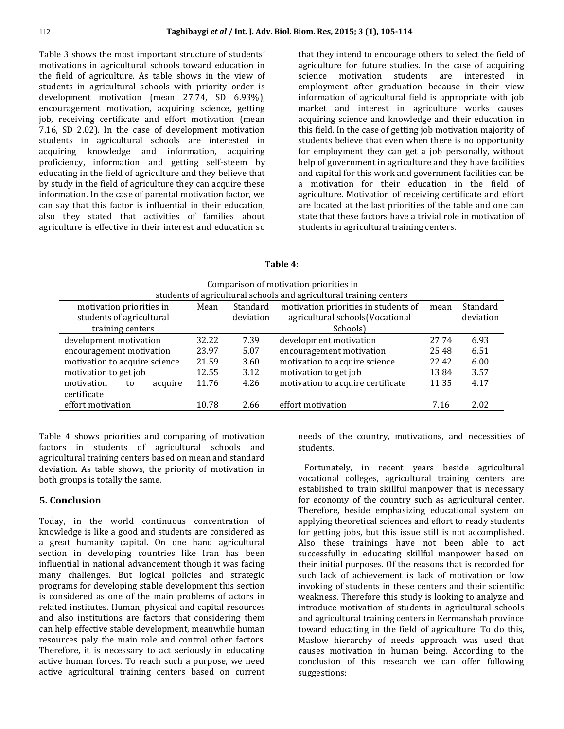Table 3 shows the most important structure of students' motivations in agricultural schools toward education in the field of agriculture. As table shows in the view of students in agricultural schools with priority order is development motivation (mean 27.74, SD 6.93%), encouragement motivation, acquiring science, getting job, receiving certificate and effort motivation (mean 7.16, SD 2.02). In the case of development motivation students in agricultural schools are interested in acquiring knowledge and information, acquiring proficiency, information and getting self-steem by educating in the field of agriculture and they believe that by study in the field of agriculture they can acquire these information. In the case of parental motivation factor, we can say that this factor is influential in their education, also they stated that activities of families about agriculture is effective in their interest and education so that they intend to encourage others to select the field of agriculture for future studies. In the case of acquiring science motivation students are interested in employment after graduation because in their view information of agricultural field is appropriate with job market and interest in agriculture works causes acquiring science and knowledge and their education in this field. In the case of getting job motivation majority of students believe that even when there is no opportunity for employment they can get a job personally, without help of government in agriculture and they have facilities and capital for this work and government facilities can be a motivation for their education in the field of agriculture. Motivation of receiving certificate and effort are located at the last priorities of the table and one can state that these factors have a trivial role in motivation of students in agricultural training centers.

**Table 4:**

Comparison of motivation priorities in students of agricultural schools and agricultural training centers

| motivation priorities in students of agricultural training centers | Mean | Standard deviation | motivation priorities in students of agricultural schools(Vocational Schools) | mean | Standard deviation |
|---|---|---|---|---|---|
| development motivation | 32.22 | 7.39 | development motivation | 27.74 | 6.93 |
| encouragement motivation | 23.97 | 5.07 | encouragement motivation | 25.48 | 6.51 |
| motivation to acquire science | 21.59 | 3.60 | motivation to acquire science | 22.42 | 6.00 |
| motivation to get job | 12.55 | 3.12 | motivation to get job | 13.84 | 3.57 |
| motivation to acquire certificate | 11.76 | 4.26 | motivation to acquire certificate | 11.35 | 4.17 |
| effort motivation | 10.78 | 2.66 | effort motivation | 7.16 | 2.02 |

Table 4 shows priorities and comparing of motivation factors in students of agricultural schools and agricultural training centers based on mean and standard deviation. As table shows, the priority of motivation in both groups is totally the same.

## 5. Conclusion

Today, in the world continuous concentration of knowledge is like a good and students are considered as a great humanity capital. On one hand agricultural section in developing countries like Iran has been influential in national advancement though it was facing many challenges. But logical policies and strategic programs for developing stable development this section is considered as one of the main problems of actors in related institutes. Human, physical and capital resources and also institutions are factors that considering them can help effective stable development, meanwhile human resources paly the main role and control other factors. Therefore, it is necessary to act seriously in educating active human forces. To reach such a purpose, we need active agricultural training centers based on current needs of the country, motivations, and necessities of students.

Fortunately, in recent years beside agricultural vocational colleges, agricultural training centers are established to train skillful manpower that is necessary for economy of the country such as agricultural center. Therefore, beside emphasizing educational system on applying theoretical sciences and effort to ready students for getting jobs, but this issue still is not accomplished. Also these trainings have not been able to act successfully in educating skillful manpower based on their initial purposes. Of the reasons that is recorded for such lack of achievement is lack of motivation or low invoking of students in these centers and their scientific weakness. Therefore this study is looking to analyze and introduce motivation of students in agricultural schools and agricultural training centers in Kermanshah province toward educating in the field of agriculture. To do this, Maslow hierarchy of needs approach was used that causes motivation in human being. According to the conclusion of this research we can offer following suggestions: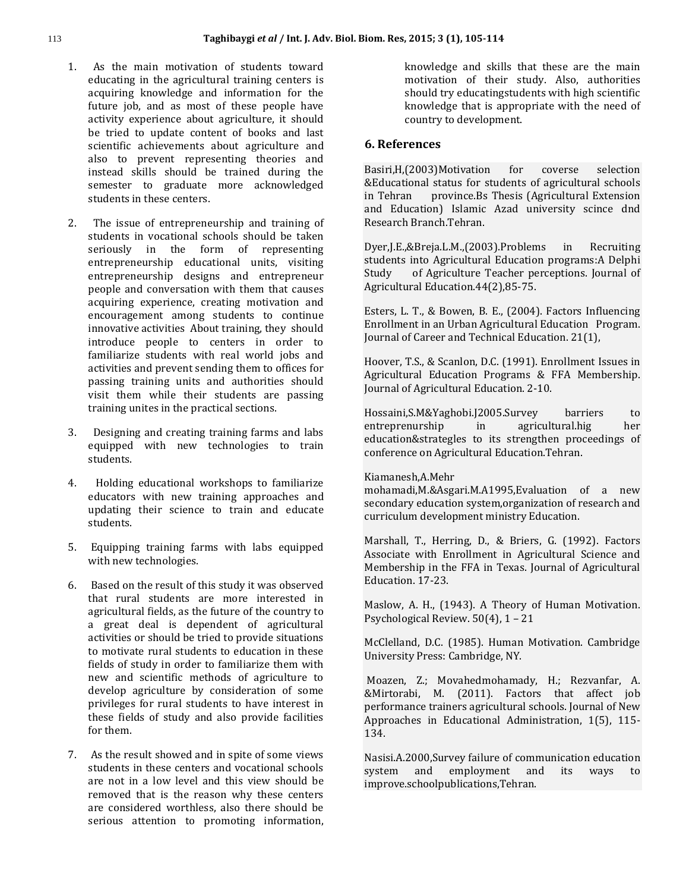1. As the main motivation of students toward educating in the agricultural training centers is acquiring knowledge and information for the future job, and as most of these people have activity experience about agriculture, it should be tried to update content of books and last scientific achievements about agriculture and also to prevent representing theories and instead skills should be trained during the semester to graduate more acknowledged students in these centers.

2. The issue of entrepreneurship and training of students in vocational schools should be taken seriously in the form of representing entrepreneurship educational units, visiting entrepreneurship designs and entrepreneur people and conversation with them that causes acquiring experience, creating motivation and encouragement among students to continue innovative activities About training, they should introduce people to centers in order to familiarize students with real world jobs and activities and prevent sending them to offices for passing training units and authorities should visit them while their students are passing training unites in the practical sections.

3. Designing and creating training farms and labs equipped with new technologies to train students.

4. Holding educational workshops to familiarize educators with new training approaches and updating their science to train and educate students.

5. Equipping training farms with labs equipped with new technologies.

6. Based on the result of this study it was observed that rural students are more interested in agricultural fields, as the future of the country to a great deal is dependent of agricultural activities or should be tried to provide situations to motivate rural students to education in these fields of study in order to familiarize them with new and scientific methods of agriculture to develop agriculture by consideration of some privileges for rural students to have interest in these fields of study and also provide facilities for them.

7. As the result showed and in spite of some views students in these centers and vocational schools are not in a low level and this view should be removed that is the reason why these centers are considered worthless, also there should be serious attention to promoting information, knowledge and skills that these are the main motivation of their study. Also, authorities should try educatingstudents with high scientific knowledge that is appropriate with the need of country to development.

## 6. References

Basiri,H,(2003)Motivation for coverse selection &Educational status for students of agricultural schools in Tehran province.Bs Thesis (Agricultural Extension and Education) Islamic Azad university scince dnd Research Branch.Tehran.

Dyer,J.E.,&Breja.L.M.,(2003).Problems in Recruiting students into Agricultural Education programs:A Delphi Study of Agriculture Teacher perceptions. Journal of Agricultural Education.44(2),85-75.

Esters, L. T., & Bowen, B. E., (2004). Factors Influencing Enrollment in an Urban Agricultural Education Program. Journal of Career and Technical Education. 21(1),

Hoover, T.S., & Scanlon, D.C. (1991). Enrollment Issues in Agricultural Education Programs & FFA Membership. Journal of Agricultural Education. 2-10.

Hossaini,S.M&Yaghobi.J2005.Survey barriers to entreprenurship in agricultural.hig her education&strategles to its strengthen proceedings of conference on Agricultural Education.Tehran.

Kiamanesh,A.Mehr mohamadi,M.&Asgari.M.A1995,Evaluation of a new secondary education system,organization of research and curriculum development ministry Education.

Marshall, T., Herring, D., & Briers, G. (1992). Factors Associate with Enrollment in Agricultural Science and Membership in the FFA in Texas. Journal of Agricultural Education. 17-23.

Maslow, A. H., (1943). A Theory of Human Motivation. Psychological Review. 50(4), 1 – 21

McClelland, D.C. (1985). Human Motivation. Cambridge University Press: Cambridge, NY.

Moazen, Z.; Movahedmohamady, H.; Rezvanfar, A. &Mirtorabi, M. (2011). Factors that affect job performance trainers agricultural schools. Journal of New Approaches in Educational Administration, 1(5), 115-134.

Nasisi.A.2000,Survey failure of communication education system and employment and its ways to improve.schoolpublications,Tehran.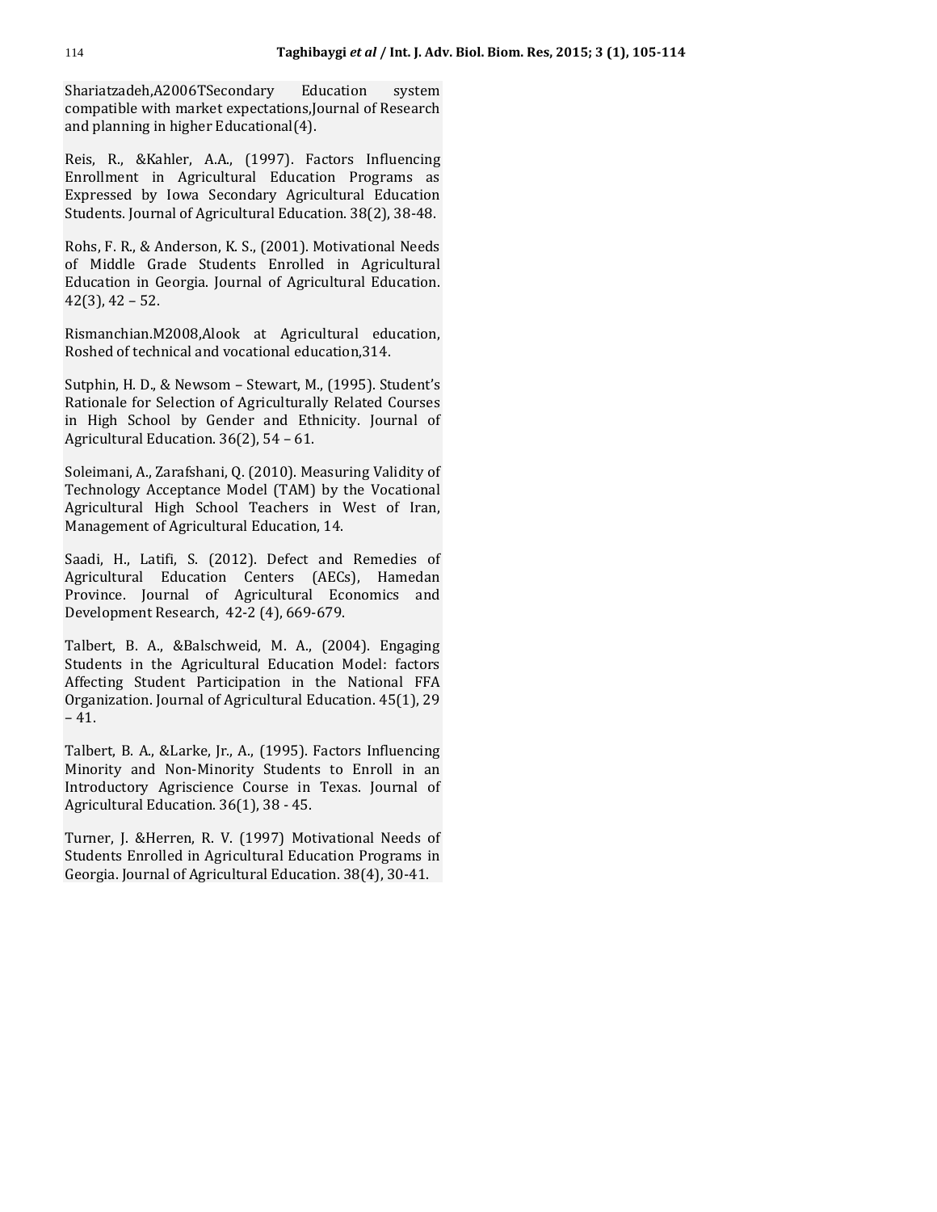Shariatzadeh,A2006TSecondary Education system compatible with market expectations,Journal of Research and planning in higher Educational(4).

Reis, R., &Kahler, A.A., (1997). Factors Influencing Enrollment in Agricultural Education Programs as Expressed by Iowa Secondary Agricultural Education Students. Journal of Agricultural Education. 38(2), 38-48.

Rohs, F. R., & Anderson, K. S., (2001). Motivational Needs of Middle Grade Students Enrolled in Agricultural Education in Georgia. Journal of Agricultural Education. 42(3), 42 – 52.

Rismanchian.M2008,Alook at Agricultural education, Roshed of technical and vocational education,314.

Sutphin, H. D., & Newsom – Stewart, M., (1995). Student's Rationale for Selection of Agriculturally Related Courses in High School by Gender and Ethnicity. Journal of Agricultural Education. 36(2), 54 – 61.

Soleimani, A., Zarafshani, Q. (2010). Measuring Validity of Technology Acceptance Model (TAM) by the Vocational Agricultural High School Teachers in West of Iran, Management of Agricultural Education, 14.

Saadi, H., Latifi, S. (2012). Defect and Remedies of Agricultural Education Centers (AECs), Hamedan Province. Journal of Agricultural Economics and Development Research, 42-2 (4), 669-679.

Talbert, B. A., &Balschweid, M. A., (2004). Engaging Students in the Agricultural Education Model: factors Affecting Student Participation in the National FFA Organization. Journal of Agricultural Education. 45(1), 29 – 41.

Talbert, B. A., &Larke, Jr., A., (1995). Factors Influencing Minority and Non-Minority Students to Enroll in an Introductory Agriscience Course in Texas. Journal of Agricultural Education. 36(1), 38 - 45.

Turner, J. &Herren, R. V. (1997) Motivational Needs of Students Enrolled in Agricultural Education Programs in Georgia. Journal of Agricultural Education. 38(4), 30-41.